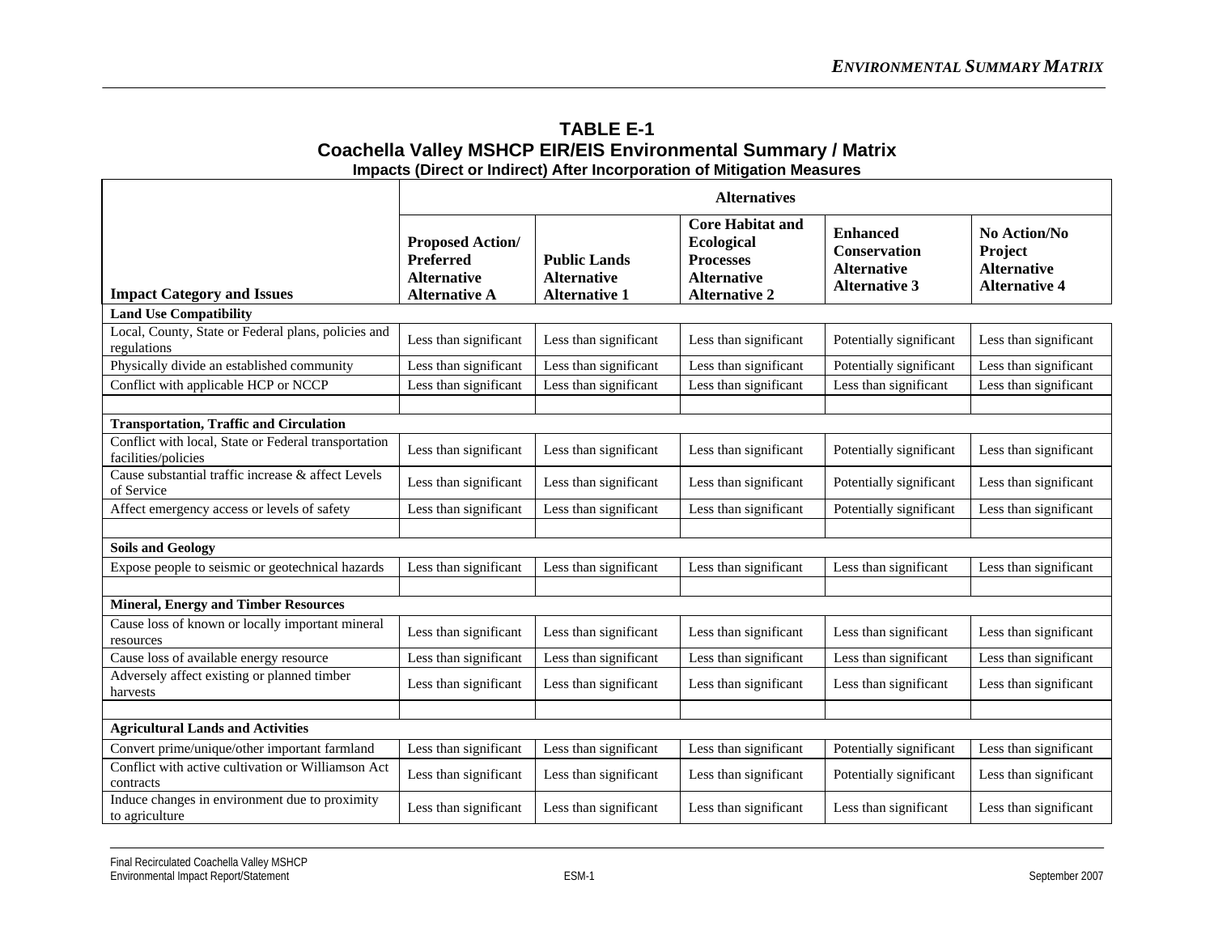# TABLE E-1
## Coachella Valley MSHCP EIR/EIS Environmental Summary / Matrix
### Impacts (Direct or Indirect) After Incorporation of Mitigation Measures

| | Alternatives | | | | |
|---|---|---|---|---|---|
| **Impact Category and Issues** | **Proposed Action/ Preferred Alternative Alternative A** | **Public Lands Alternative Alternative 1** | **Core Habitat and Ecological Processes Alternative Alternative 2** | **Enhanced Conservation Alternative Alternative 3** | **No Action/No Project Alternative Alternative 4** |
| **Land Use Compatibility** | | | | | |
| Local, County, State or Federal plans, policies and regulations | Less than significant | Less than significant | Less than significant | Potentially significant | Less than significant |
| Physically divide an established community | Less than significant | Less than significant | Less than significant | Potentially significant | Less than significant |
| Conflict with applicable HCP or NCCP | Less than significant | Less than significant | Less than significant | Less than significant | Less than significant |
| | | | | | |
| **Transportation, Traffic and Circulation** | | | | | |
| Conflict with local, State or Federal transportation facilities/policies | Less than significant | Less than significant | Less than significant | Potentially significant | Less than significant |
| Cause substantial traffic increase & affect Levels of Service | Less than significant | Less than significant | Less than significant | Potentially significant | Less than significant |
| Affect emergency access or levels of safety | Less than significant | Less than significant | Less than significant | Potentially significant | Less than significant |
| | | | | | |
| **Soils and Geology** | | | | | |
| Expose people to seismic or geotechnical hazards | Less than significant | Less than significant | Less than significant | Less than significant | Less than significant |
| | | | | | |
| **Mineral, Energy and Timber Resources** | | | | | |
| Cause loss of known or locally important mineral resources | Less than significant | Less than significant | Less than significant | Less than significant | Less than significant |
| Cause loss of available energy resource | Less than significant | Less than significant | Less than significant | Less than significant | Less than significant |
| Adversely affect existing or planned timber harvests | Less than significant | Less than significant | Less than significant | Less than significant | Less than significant |
| | | | | | |
| **Agricultural Lands and Activities** | | | | | |
| Convert prime/unique/other important farmland | Less than significant | Less than significant | Less than significant | Potentially significant | Less than significant |
| Conflict with active cultivation or Williamson Act contracts | Less than significant | Less than significant | Less than significant | Potentially significant | Less than significant |
| Induce changes in environment due to proximity to agriculture | Less than significant | Less than significant | Less than significant | Less than significant | Less than significant |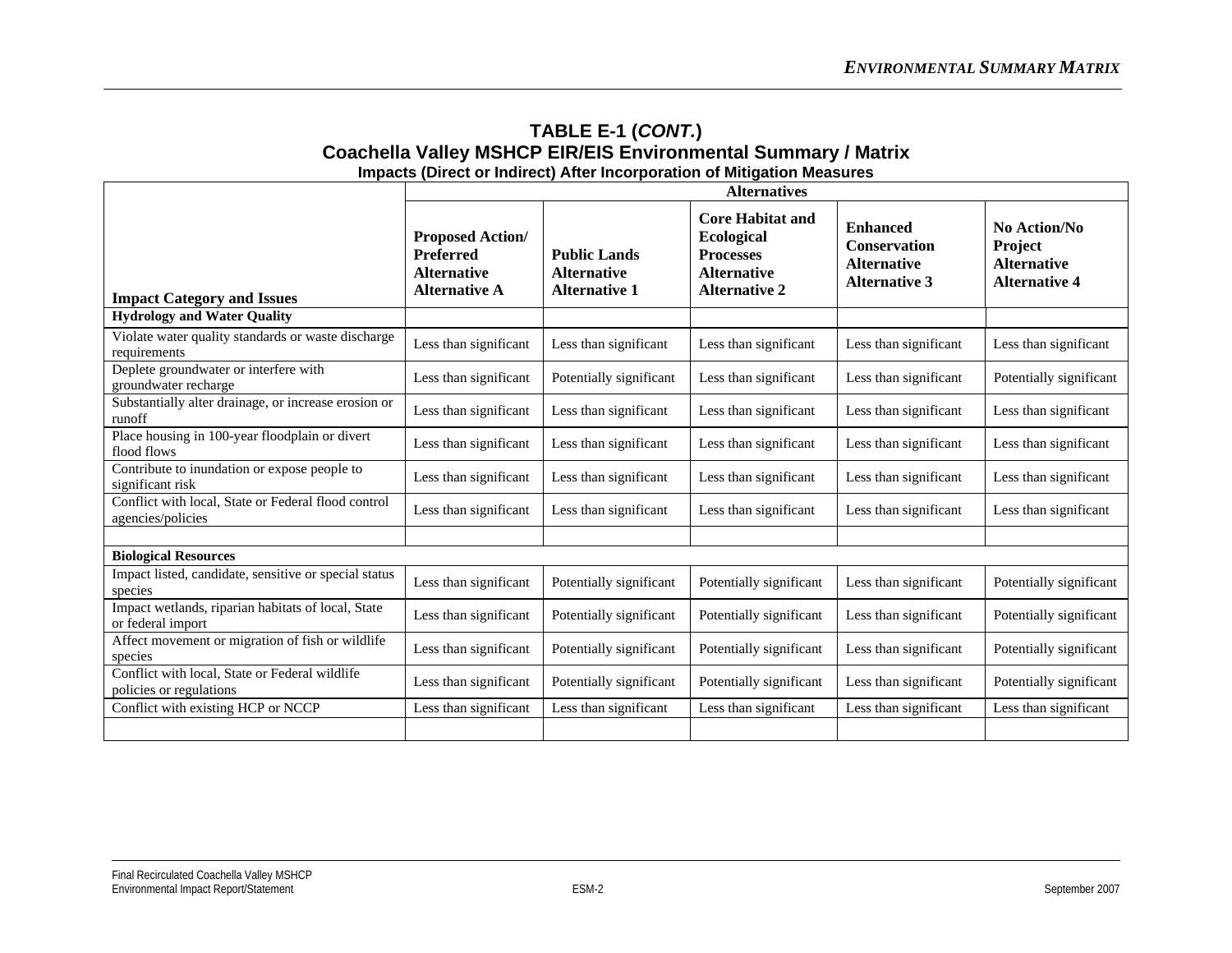**TABLE E-1 (*CONT.*)**
**Coachella Valley MSHCP EIR/EIS Environmental Summary / Matrix**
**Impacts (Direct or Indirect) After Incorporation of Mitigation Measures**

| | Alternatives | | | | |
|---|---|---|---|---|---|
| **Impact Category and Issues** | **Proposed Action/ Preferred Alternative Alternative A** | **Public Lands Alternative Alternative 1** | **Core Habitat and Ecological Processes Alternative Alternative 2** | **Enhanced Conservation Alternative Alternative 3** | **No Action/No Project Alternative Alternative 4** |
| **Hydrology and Water Quality** | | | | | |
| Violate water quality standards or waste discharge requirements | Less than significant | Less than significant | Less than significant | Less than significant | Less than significant |
| Deplete groundwater or interfere with groundwater recharge | Less than significant | Potentially significant | Less than significant | Less than significant | Potentially significant |
| Substantially alter drainage, or increase erosion or runoff | Less than significant | Less than significant | Less than significant | Less than significant | Less than significant |
| Place housing in 100-year floodplain or divert flood flows | Less than significant | Less than significant | Less than significant | Less than significant | Less than significant |
| Contribute to inundation or expose people to significant risk | Less than significant | Less than significant | Less than significant | Less than significant | Less than significant |
| Conflict with local, State or Federal flood control agencies/policies | Less than significant | Less than significant | Less than significant | Less than significant | Less than significant |
| | | | | | |
| **Biological Resources** | | | | | |
| Impact listed, candidate, sensitive or special status species | Less than significant | Potentially significant | Potentially significant | Less than significant | Potentially significant |
| Impact wetlands, riparian habitats of local, State or federal import | Less than significant | Potentially significant | Potentially significant | Less than significant | Potentially significant |
| Affect movement or migration of fish or wildlife species | Less than significant | Potentially significant | Potentially significant | Less than significant | Potentially significant |
| Conflict with local, State or Federal wildlife policies or regulations | Less than significant | Potentially significant | Potentially significant | Less than significant | Potentially significant |
| Conflict with existing HCP or NCCP | Less than significant | Less than significant | Less than significant | Less than significant | Less than significant |
| | | | | | |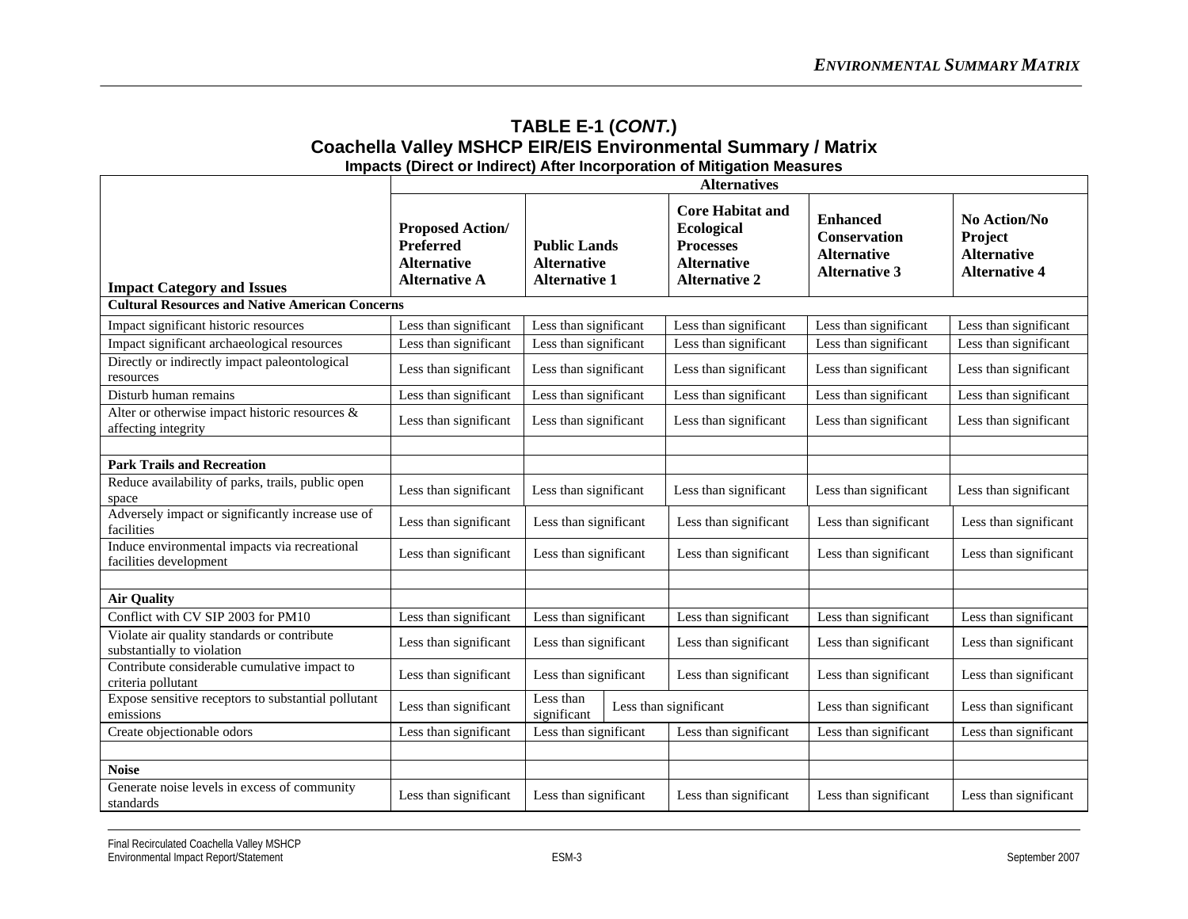**TABLE E-1 (*CONT.*)**
**Coachella Valley MSHCP EIR/EIS Environmental Summary / Matrix**
**Impacts (Direct or Indirect) After Incorporation of Mitigation Measures**

| Impact Category and Issues | Alternatives | | | | |
|---|---|---|---|---|---|
| | **Proposed Action/ Preferred Alternative Alternative A** | **Public Lands Alternative Alternative 1** | **Core Habitat and Ecological Processes Alternative Alternative 2** | **Enhanced Conservation Alternative Alternative 3** | **No Action/No Project Alternative Alternative 4** |
| **Cultural Resources and Native American Concerns** | | | | | |
| Impact significant historic resources | Less than significant | Less than significant | Less than significant | Less than significant | Less than significant |
| Impact significant archaeological resources | Less than significant | Less than significant | Less than significant | Less than significant | Less than significant |
| Directly or indirectly impact paleontological resources | Less than significant | Less than significant | Less than significant | Less than significant | Less than significant |
| Disturb human remains | Less than significant | Less than significant | Less than significant | Less than significant | Less than significant |
| Alter or otherwise impact historic resources & affecting integrity | Less than significant | Less than significant | Less than significant | Less than significant | Less than significant |
| | | | | | |
| **Park Trails and Recreation** | | | | | |
| Reduce availability of parks, trails, public open space | Less than significant | Less than significant | Less than significant | Less than significant | Less than significant |
| Adversely impact or significantly increase use of facilities | Less than significant | Less than significant | Less than significant | Less than significant | Less than significant |
| Induce environmental impacts via recreational facilities development | Less than significant | Less than significant | Less than significant | Less than significant | Less than significant |
| | | | | | |
| **Air Quality** | | | | | |
| Conflict with CV SIP 2003 for PM10 | Less than significant | Less than significant | Less than significant | Less than significant | Less than significant |
| Violate air quality standards or contribute substantially to violation | Less than significant | Less than significant | Less than significant | Less than significant | Less than significant |
| Contribute considerable cumulative impact to criteria pollutant | Less than significant | Less than significant | Less than significant | Less than significant | Less than significant |
| Expose sensitive receptors to substantial pollutant emissions | Less than significant | Less than significant | Less than significant | Less than significant | Less than significant |
| Create objectionable odors | Less than significant | Less than significant | Less than significant | Less than significant | Less than significant |
| | | | | | |
| **Noise** | | | | | |
| Generate noise levels in excess of community standards | Less than significant | Less than significant | Less than significant | Less than significant | Less than significant |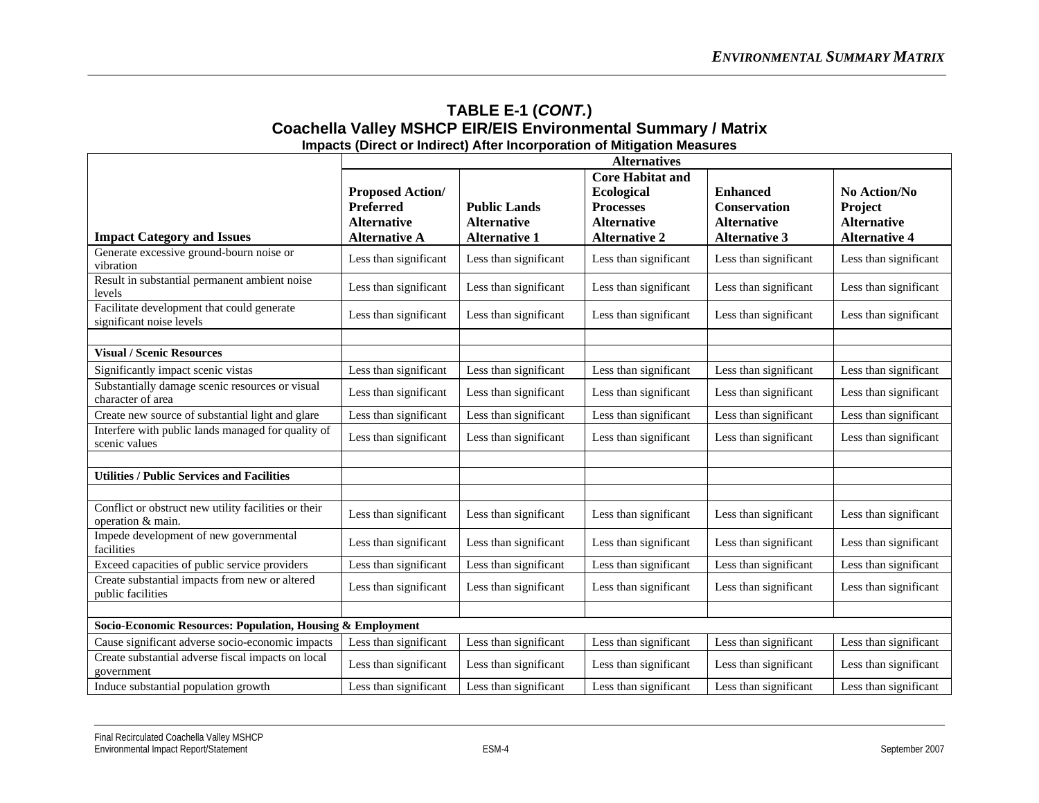**TABLE E-1 (*CONT.*)**
**Coachella Valley MSHCP EIR/EIS Environmental Summary / Matrix**
**Impacts (Direct or Indirect) After Incorporation of Mitigation Measures**

| | Alternatives | | | | |
|---|---|---|---|---|---|
| **Impact Category and Issues** | **Proposed Action/ Preferred Alternative Alternative A** | **Public Lands Alternative Alternative 1** | **Core Habitat and Ecological Processes Alternative Alternative 2** | **Enhanced Conservation Alternative Alternative 3** | **No Action/No Project Alternative Alternative 4** |
| Generate excessive ground-bourn noise or vibration | Less than significant | Less than significant | Less than significant | Less than significant | Less than significant |
| Result in substantial permanent ambient noise levels | Less than significant | Less than significant | Less than significant | Less than significant | Less than significant |
| Facilitate development that could generate significant noise levels | Less than significant | Less than significant | Less than significant | Less than significant | Less than significant |
| | | | | | |
| **Visual / Scenic Resources** | | | | | |
| Significantly impact scenic vistas | Less than significant | Less than significant | Less than significant | Less than significant | Less than significant |
| Substantially damage scenic resources or visual character of area | Less than significant | Less than significant | Less than significant | Less than significant | Less than significant |
| Create new source of substantial light and glare | Less than significant | Less than significant | Less than significant | Less than significant | Less than significant |
| Interfere with public lands managed for quality of scenic values | Less than significant | Less than significant | Less than significant | Less than significant | Less than significant |
| | | | | | |
| **Utilities / Public Services and Facilities** | | | | | |
| | | | | | |
| Conflict or obstruct new utility facilities or their operation & main. | Less than significant | Less than significant | Less than significant | Less than significant | Less than significant |
| Impede development of new governmental facilities | Less than significant | Less than significant | Less than significant | Less than significant | Less than significant |
| Exceed capacities of public service providers | Less than significant | Less than significant | Less than significant | Less than significant | Less than significant |
| Create substantial impacts from new or altered public facilities | Less than significant | Less than significant | Less than significant | Less than significant | Less than significant |
| | | | | | |
| **Socio-Economic Resources: Population, Housing & Employment** | | | | | |
| Cause significant adverse socio-economic impacts | Less than significant | Less than significant | Less than significant | Less than significant | Less than significant |
| Create substantial adverse fiscal impacts on local government | Less than significant | Less than significant | Less than significant | Less than significant | Less than significant |
| Induce substantial population growth | Less than significant | Less than significant | Less than significant | Less than significant | Less than significant |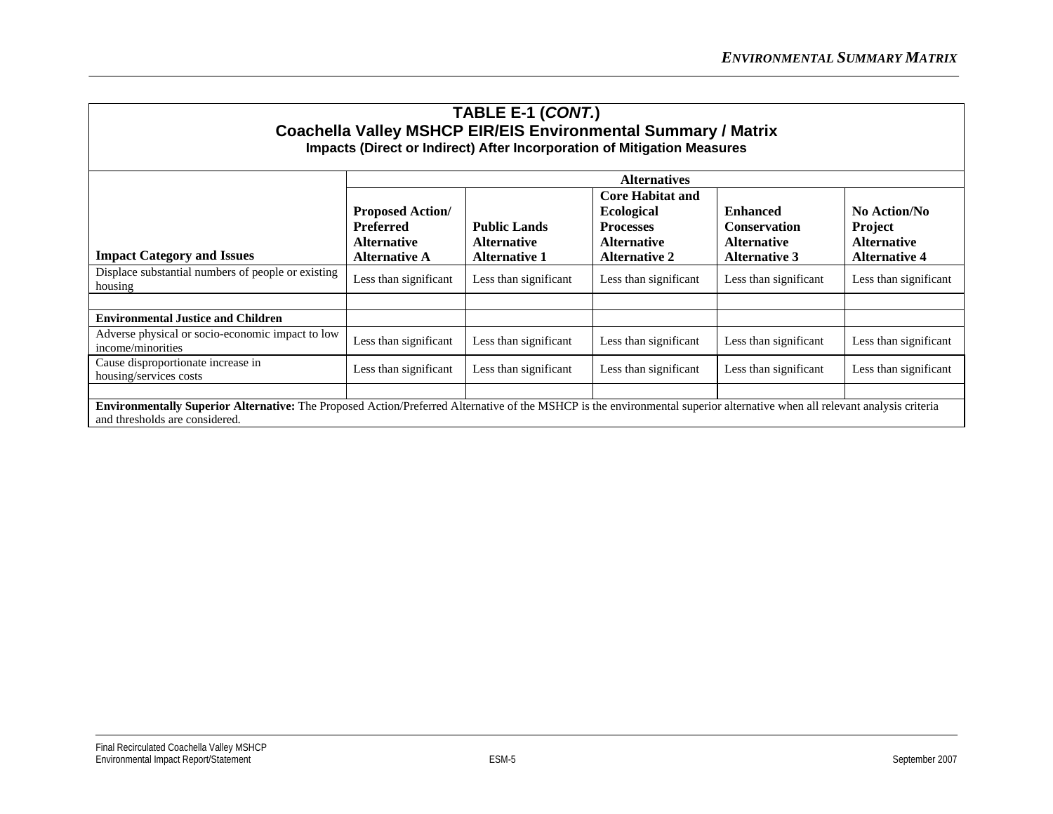**TABLE E-1 (*CONT.*)**
**Coachella Valley MSHCP EIR/EIS Environmental Summary / Matrix**
**Impacts (Direct or Indirect) After Incorporation of Mitigation Measures**

| | **Alternatives** | | | | |
|---|---|---|---|---|---|
| **Impact Category and Issues** | **Proposed Action/ Preferred Alternative Alternative A** | **Public Lands Alternative Alternative 1** | **Core Habitat and Ecological Processes Alternative Alternative 2** | **Enhanced Conservation Alternative Alternative 3** | **No Action/No Project Alternative Alternative 4** |
| Displace substantial numbers of people or existing housing | Less than significant | Less than significant | Less than significant | Less than significant | Less than significant |
| | | | | | |
| **Environmental Justice and Children** | | | | | |
| Adverse physical or socio-economic impact to low income/minorities | Less than significant | Less than significant | Less than significant | Less than significant | Less than significant |
| Cause disproportionate increase in housing/services costs | Less than significant | Less than significant | Less than significant | Less than significant | Less than significant |
| | | | | | |

**Environmentally Superior Alternative:** The Proposed Action/Preferred Alternative of the MSHCP is the environmental superior alternative when all relevant analysis criteria and thresholds are considered.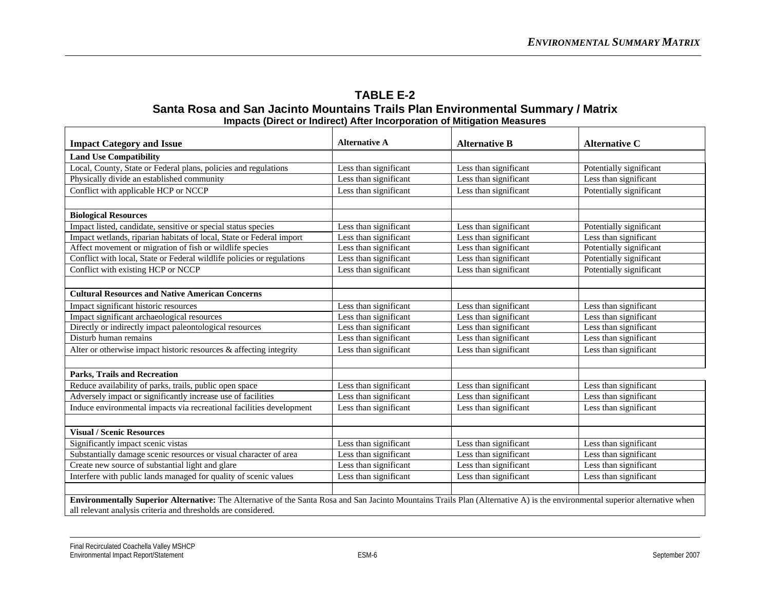## TABLE E-2

### Santa Rosa and San Jacinto Mountains Trails Plan Environmental Summary / Matrix

**Impacts (Direct or Indirect) After Incorporation of Mitigation Measures**

| Impact Category and Issue | Alternative A | Alternative B | Alternative C |
|---|---|---|---|
| **Land Use Compatibility** | | | |
| Local, County, State or Federal plans, policies and regulations | Less than significant | Less than significant | Potentially significant |
| Physically divide an established community | Less than significant | Less than significant | Less than significant |
| Conflict with applicable HCP or NCCP | Less than significant | Less than significant | Potentially significant |
| | | | |
| **Biological Resources** | | | |
| Impact listed, candidate, sensitive or special status species | Less than significant | Less than significant | Potentially significant |
| Impact wetlands, riparian habitats of local, State or Federal import | Less than significant | Less than significant | Less than significant |
| Affect movement or migration of fish or wildlife species | Less than significant | Less than significant | Potentially significant |
| Conflict with local, State or Federal wildlife policies or regulations | Less than significant | Less than significant | Potentially significant |
| Conflict with existing HCP or NCCP | Less than significant | Less than significant | Potentially significant |
| | | | |
| **Cultural Resources and Native American Concerns** | | | |
| Impact significant historic resources | Less than significant | Less than significant | Less than significant |
| Impact significant archaeological resources | Less than significant | Less than significant | Less than significant |
| Directly or indirectly impact paleontological resources | Less than significant | Less than significant | Less than significant |
| Disturb human remains | Less than significant | Less than significant | Less than significant |
| Alter or otherwise impact historic resources & affecting integrity | Less than significant | Less than significant | Less than significant |
| | | | |
| **Parks, Trails and Recreation** | | | |
| Reduce availability of parks, trails, public open space | Less than significant | Less than significant | Less than significant |
| Adversely impact or significantly increase use of facilities | Less than significant | Less than significant | Less than significant |
| Induce environmental impacts via recreational facilities development | Less than significant | Less than significant | Less than significant |
| | | | |
| **Visual / Scenic Resources** | | | |
| Significantly impact scenic vistas | Less than significant | Less than significant | Less than significant |
| Substantially damage scenic resources or visual character of area | Less than significant | Less than significant | Less than significant |
| Create new source of substantial light and glare | Less than significant | Less than significant | Less than significant |
| Interfere with public lands managed for quality of scenic values | Less than significant | Less than significant | Less than significant |
| | | | |

**Environmentally Superior Alternative:** The Alternative of the Santa Rosa and San Jacinto Mountains Trails Plan (Alternative A) is the environmental superior alternative when all relevant analysis criteria and thresholds are considered.